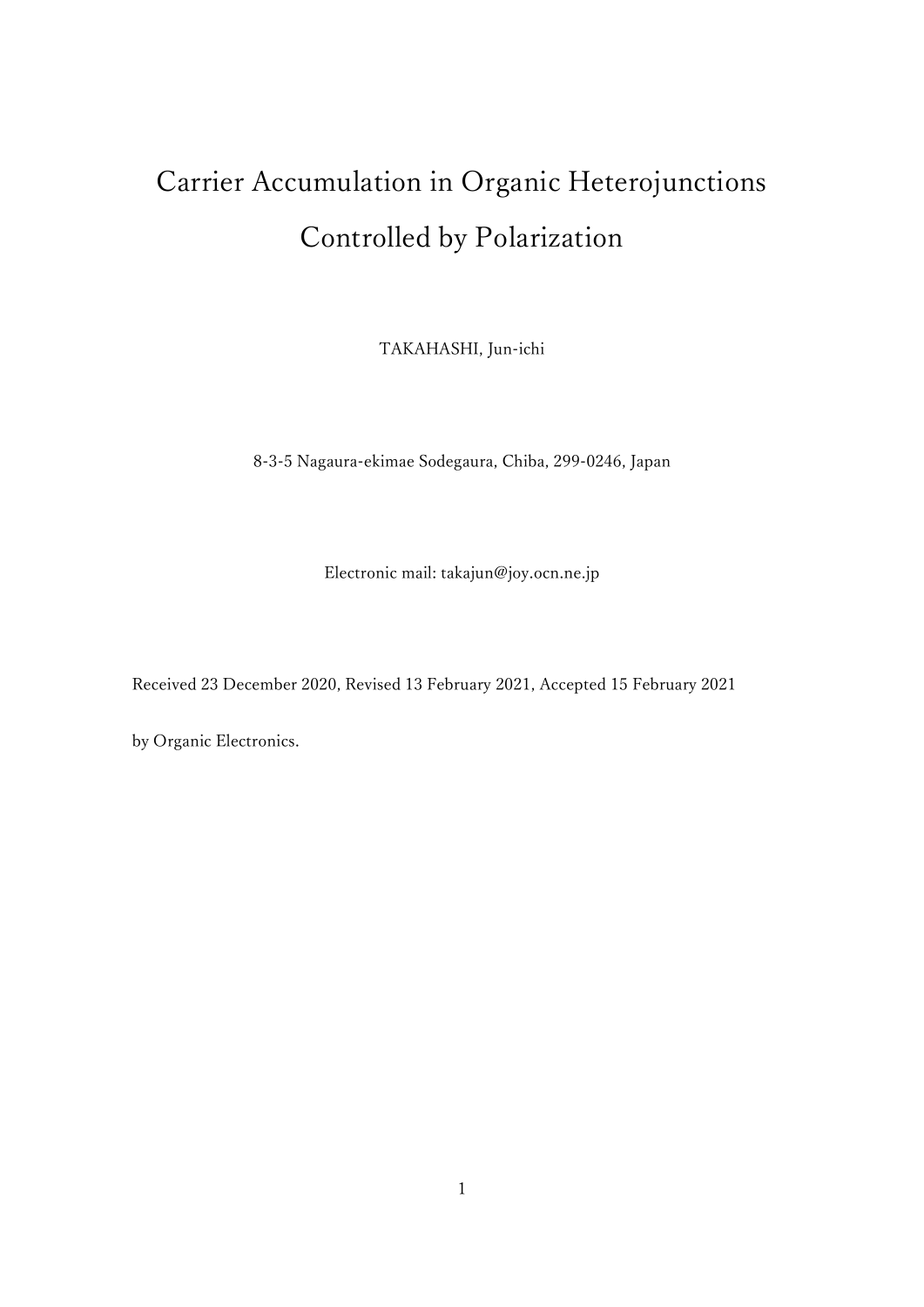# Carrier Accumulation in Organic Heterojunctions Controlled by Polarization

TAKAHASHI, Jun-ichi

8-3-5 Nagaura-ekimae Sodegaura, Chiba, 299-0246, Japan

Electronic mail: takajun@joy.ocn.ne.jp

Received 23 December 2020, Revised 13 February 2021, Accepted 15 February 2021 by Organic Electronics.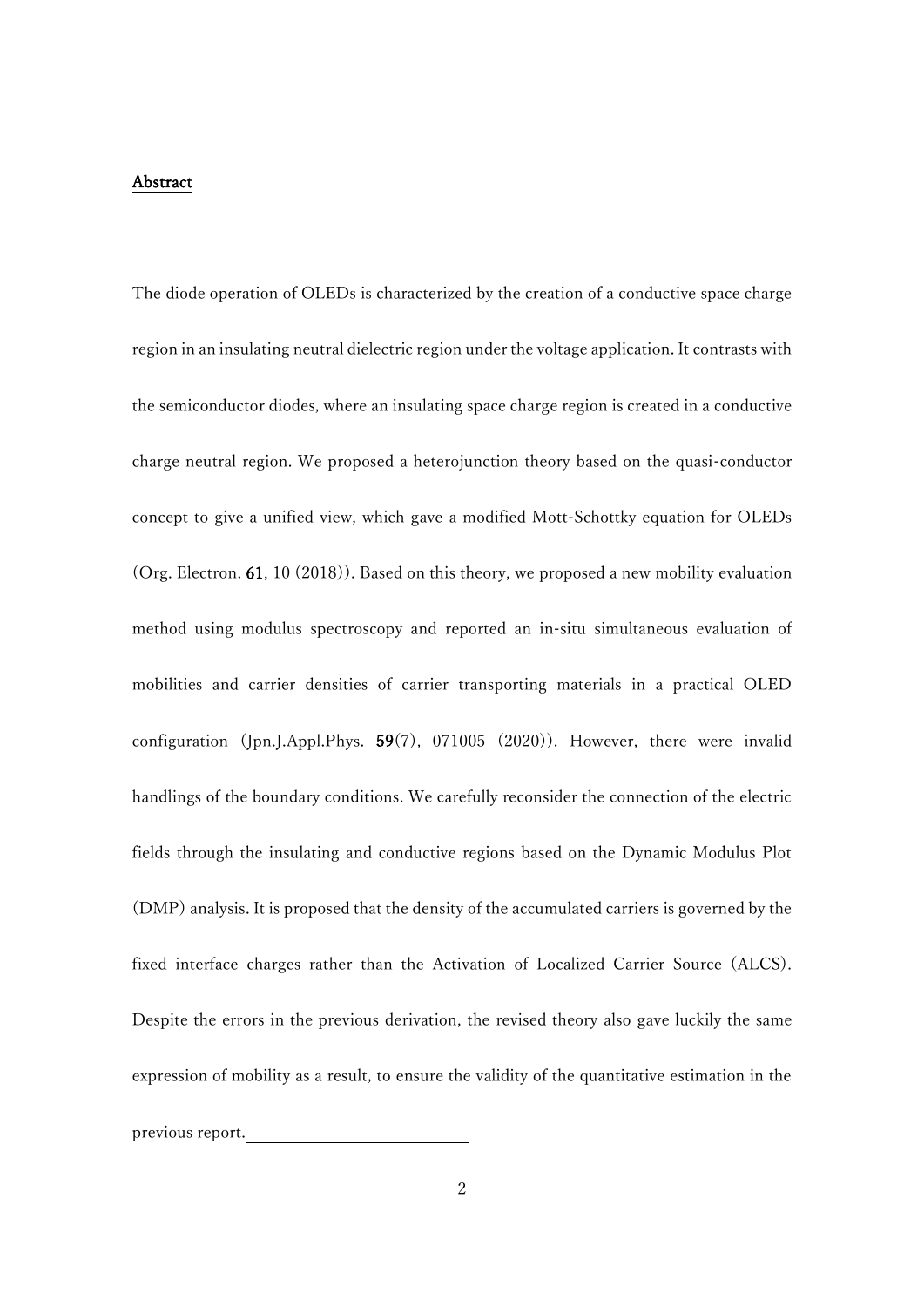## Abstract

The diode operation of OLEDs is characterized by the creation of a conductive space charge region in an insulating neutral dielectric region under the voltage application. It contrasts with the semiconductor diodes, where an insulating space charge region is created in a conductive charge neutral region. We proposed a heterojunction theory based on the quasi-conductor concept to give a unified view, which gave a modified Mott-Schottky equation for OLEDs (Org. Electron. **61**, 10 (2018)). Based on this theory, we proposed a new mobility evaluation method using modulus spectroscopy and reported an in-situ simultaneous evaluation of mobilities and carrier densities of carrier transporting materials in a practical OLED configuration (Jpn.J.Appl.Phys. **59**(7), 071005 (2020)). However, there were invalid handlings of the boundary conditions. We carefully reconsider the connection of the electric fields through the insulating and conductive regions based on the Dynamic Modulus Plot (DMP) analysis. It is proposed that the density of the accumulated carriers is governed by the fixed interface charges rather than the Activation of Localized Carrier Source (ALCS). Despite the errors in the previous derivation, the revised theory also gave luckily the same expression of mobility as a result, to ensure the validity of the quantitative estimation in the previous report.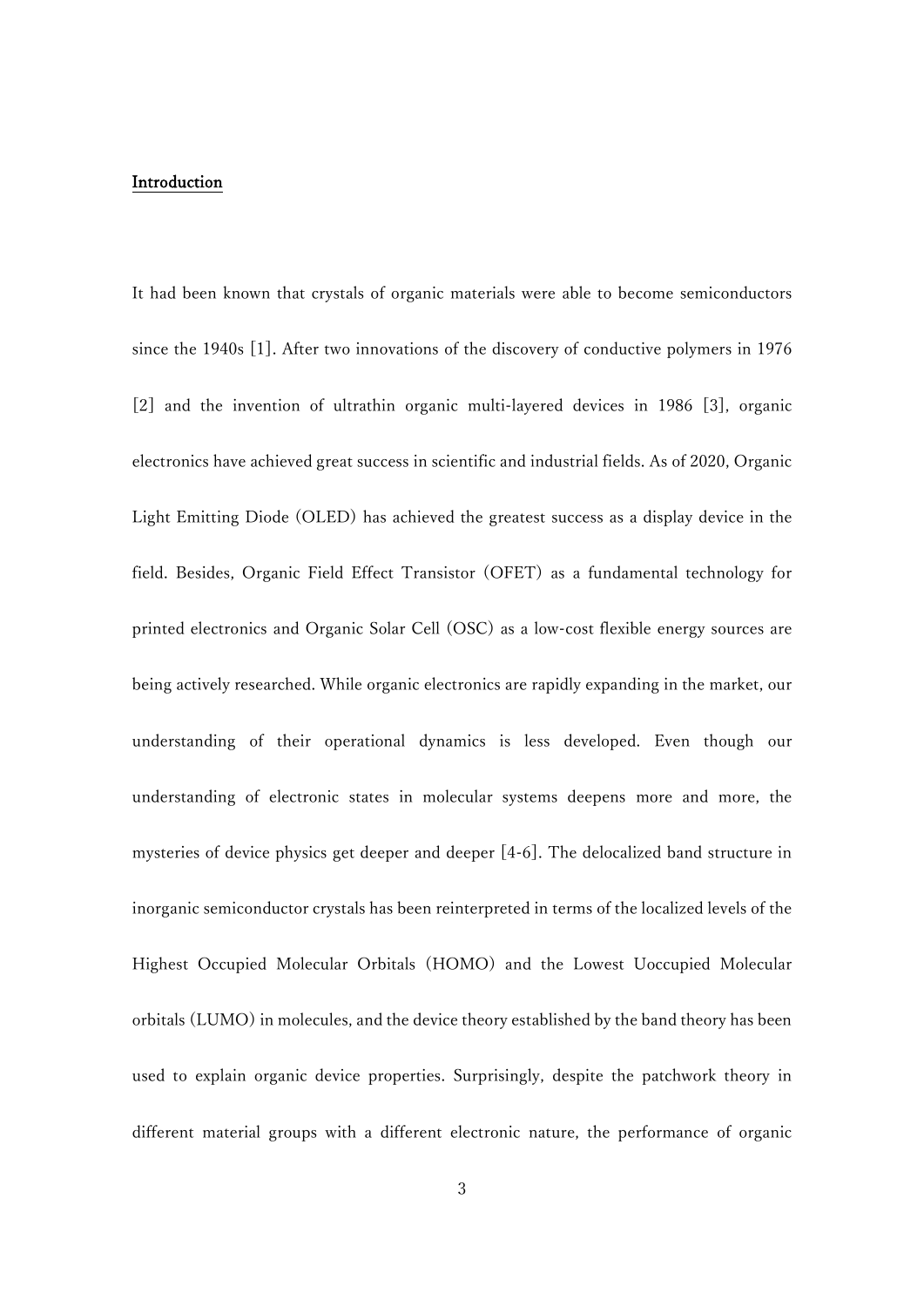## Introduction

It had been known that crystals of organic materials were able to become semiconductors since the 1940s [1]. After two innovations of the discovery of conductive polymers in 1976 [2] and the invention of ultrathin organic multi-layered devices in 1986 [3], organic electronics have achieved great success in scientific and industrial fields. As of 2020, Organic Light Emitting Diode (OLED) has achieved the greatest success as a display device in the field. Besides, Organic Field Effect Transistor (OFET) as a fundamental technology for printed electronics and Organic Solar Cell (OSC) as a low-cost flexible energy sources are being actively researched. While organic electronics are rapidly expanding in the market, our understanding of their operational dynamics is less developed. Even though our understanding of electronic states in molecular systems deepens more and more, the mysteries of device physics get deeper and deeper [4-6]. The delocalized band structure in inorganic semiconductor crystals has been reinterpreted in terms of the localized levels of the Highest Occupied Molecular Orbitals (HOMO) and the Lowest Uoccupied Molecular orbitals (LUMO) in molecules, and the device theory established by the band theory has been used to explain organic device properties. Surprisingly, despite the patchwork theory in different material groups with a different electronic nature, the performance of organic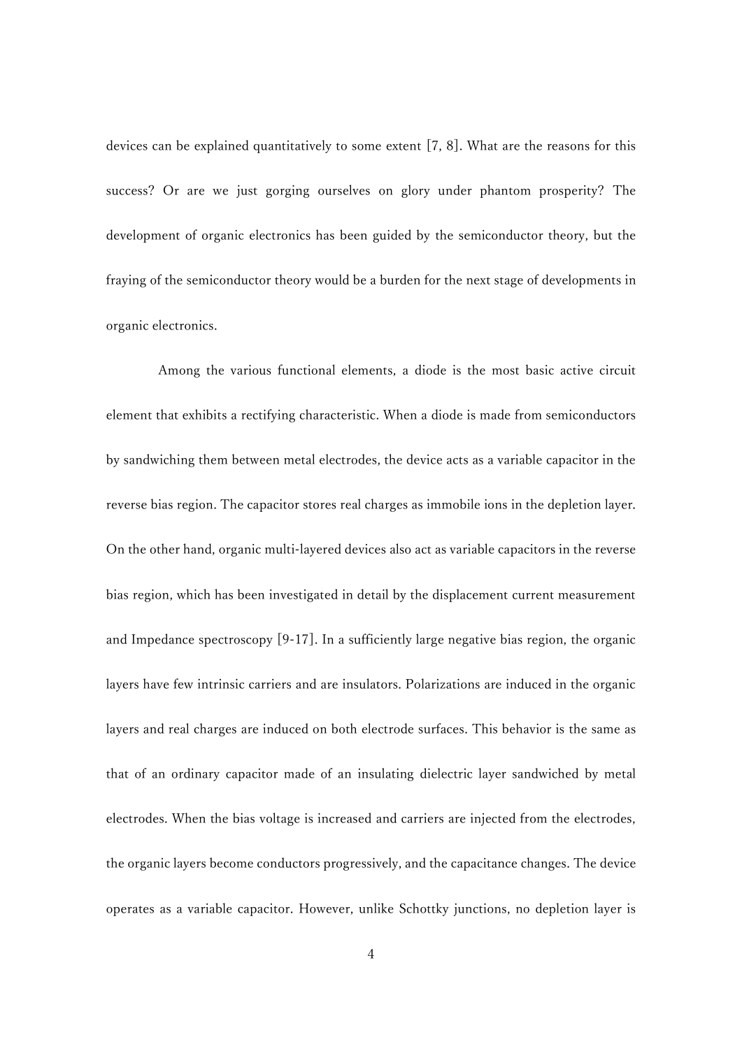devices can be explained quantitatively to some extent [7, 8]. What are the reasons for this success? Or are we just gorging ourselves on glory under phantom prosperity? The development of organic electronics has been guided by the semiconductor theory, but the fraying of the semiconductor theory would be a burden for the next stage of developments in organic electronics.

Among the various functional elements, a diode is the most basic active circuit element that exhibits a rectifying characteristic. When a diode is made from semiconductors by sandwiching them between metal electrodes, the device acts as a variable capacitor in the reverse bias region. The capacitor stores real charges as immobile ions in the depletion layer. On the other hand, organic multi-layered devices also act as variable capacitors in the reverse bias region, which has been investigated in detail by the displacement current measurement and Impedance spectroscopy [9-17]. In a sufficiently large negative bias region, the organic layers have few intrinsic carriers and are insulators. Polarizations are induced in the organic layers and real charges are induced on both electrode surfaces. This behavior is the same as that of an ordinary capacitor made of an insulating dielectric layer sandwiched by metal electrodes. When the bias voltage is increased and carriers are injected from the electrodes, the organic layers become conductors progressively, and the capacitance changes. The device operates as a variable capacitor. However, unlike Schottky junctions, no depletion layer is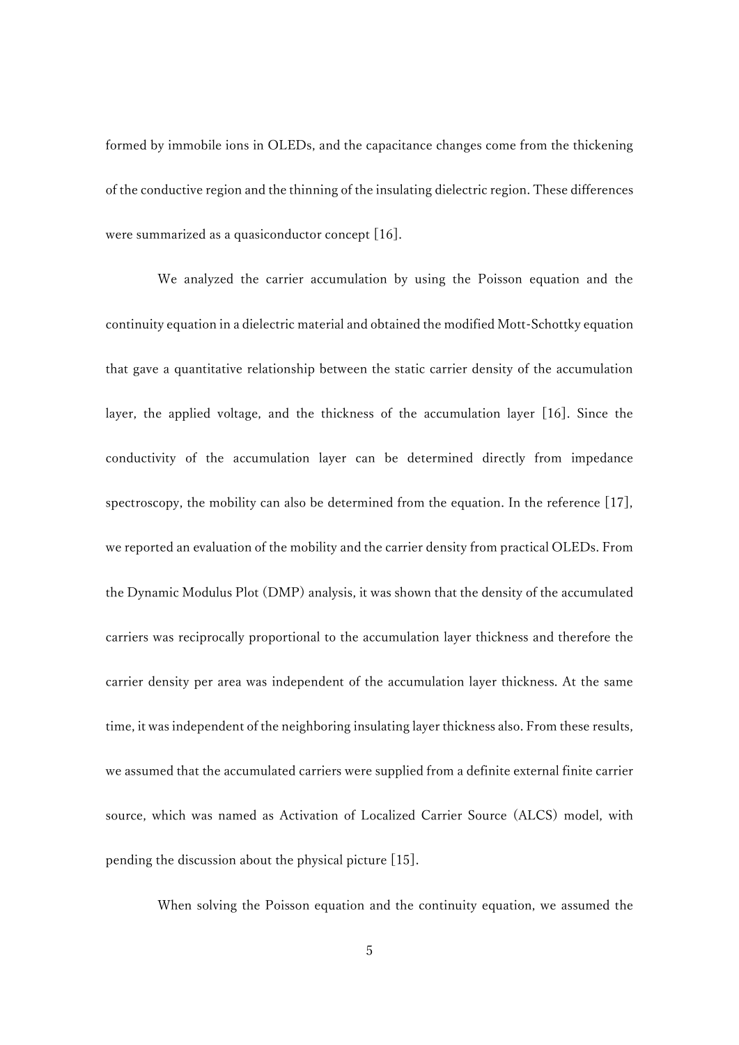formed by immobile ions in OLEDs, and the capacitance changes come from the thickening of the conductive region and the thinning of the insulating dielectric region. These differences were summarized as a quasiconductor concept [16].

We analyzed the carrier accumulation by using the Poisson equation and the continuity equation in a dielectric material and obtained the modified Mott-Schottky equation that gave a quantitative relationship between the static carrier density of the accumulation layer, the applied voltage, and the thickness of the accumulation layer [16]. Since the conductivity of the accumulation layer can be determined directly from impedance spectroscopy, the mobility can also be determined from the equation. In the reference [17], we reported an evaluation of the mobility and the carrier density from practical OLEDs. From the Dynamic Modulus Plot (DMP) analysis, it was shown that the density of the accumulated carriers was reciprocally proportional to the accumulation layer thickness and therefore the carrier density per area was independent of the accumulation layer thickness. At the same time, it was independent of the neighboring insulating layer thickness also. From these results, we assumed that the accumulated carriers were supplied from a definite external finite carrier source, which was named as Activation of Localized Carrier Source (ALCS) model, with pending the discussion about the physical picture [15].

When solving the Poisson equation and the continuity equation, we assumed the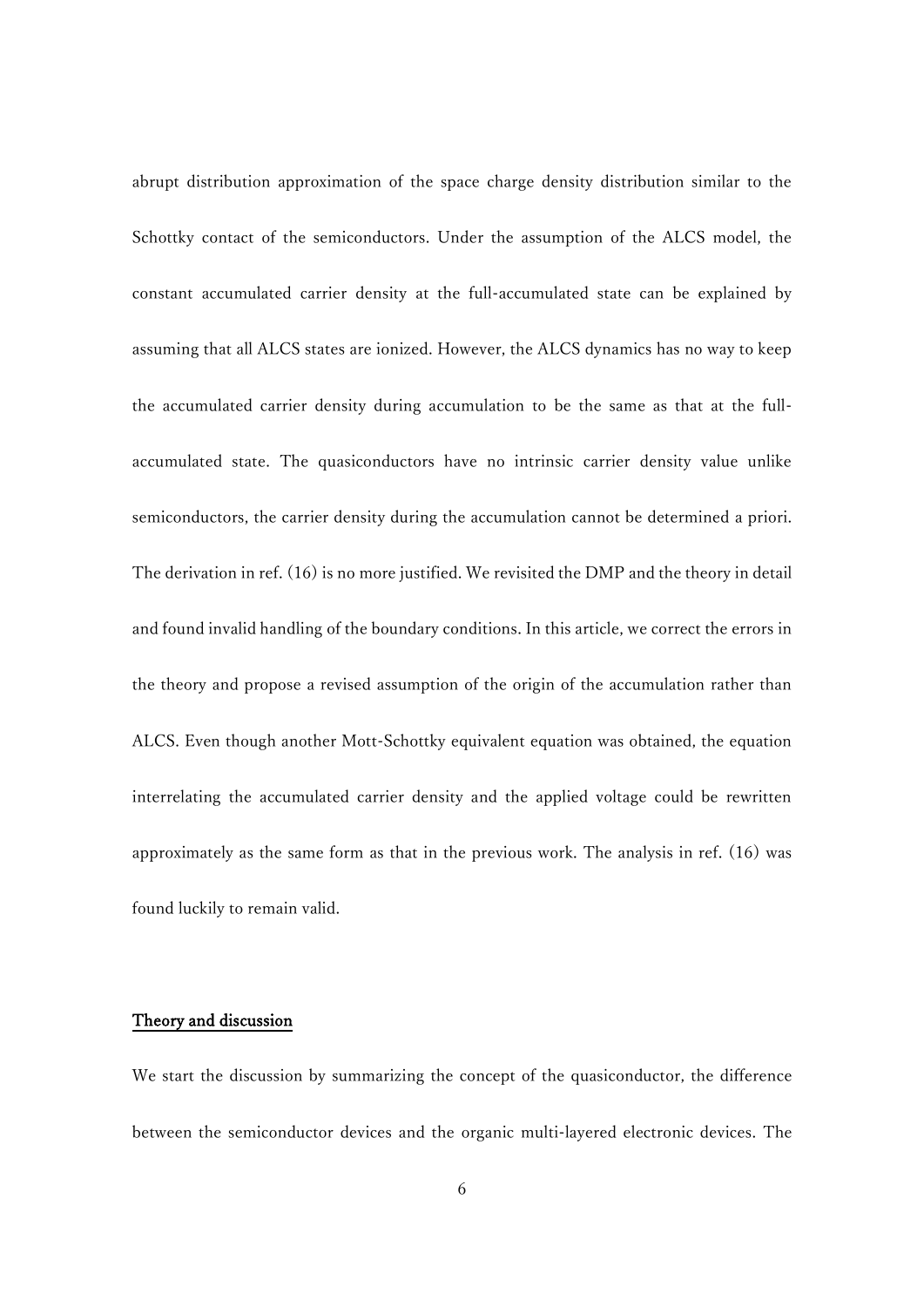abrupt distribution approximation of the space charge density distribution similar to the Schottky contact of the semiconductors. Under the assumption of the ALCS model, the constant accumulated carrier density at the full-accumulated state can be explained by assuming that all ALCS states are ionized. However, the ALCS dynamics has no way to keep the accumulated carrier density during accumulation to be the same as that at the full-accumulated state. The quasiconductors have no intrinsic carrier density value unlike semiconductors, the carrier density during the accumulation cannot be determined a priori. The derivation in ref. (16) is no more justified. We revisited the DMP and the theory in detail and found invalid handling of the boundary conditions. In this article, we correct the errors in the theory and propose a revised assumption of the origin of the accumulation rather than ALCS. Even though another Mott-Schottky equivalent equation was obtained, the equation interrelating the accumulated carrier density and the applied voltage could be rewritten approximately as the same form as that in the previous work. The analysis in ref. (16) was found luckily to remain valid.

## Theory and discussion

We start the discussion by summarizing the concept of the quasiconductor, the difference between the semiconductor devices and the organic multi-layered electronic devices. The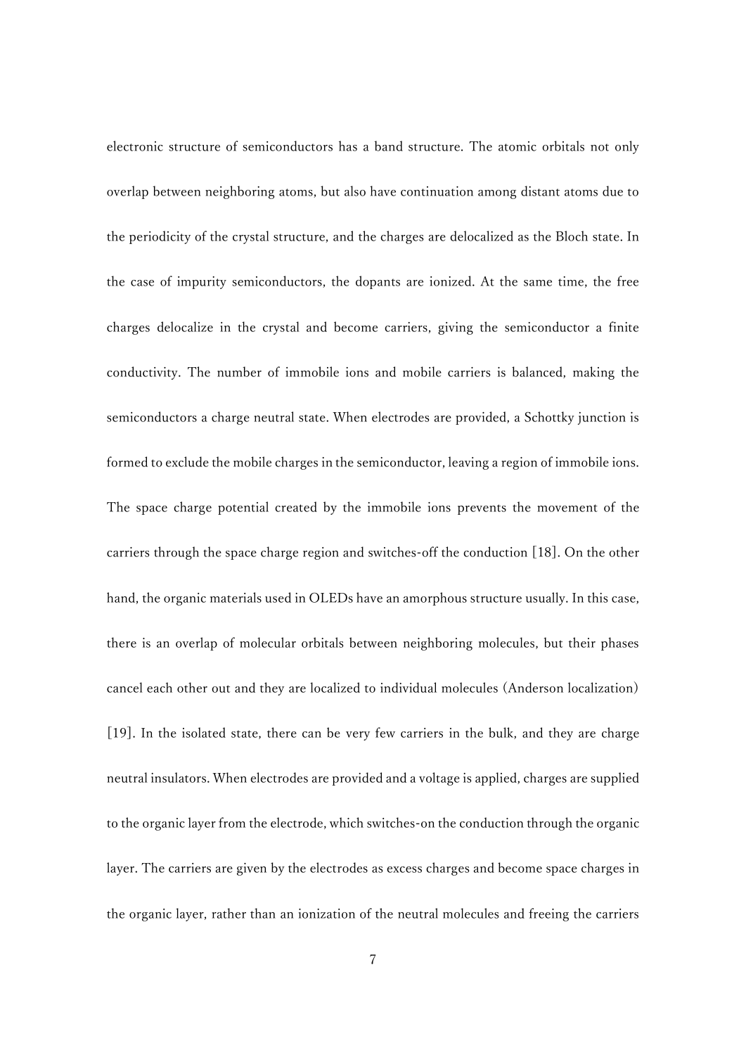electronic structure of semiconductors has a band structure. The atomic orbitals not only overlap between neighboring atoms, but also have continuation among distant atoms due to the periodicity of the crystal structure, and the charges are delocalized as the Bloch state. In the case of impurity semiconductors, the dopants are ionized. At the same time, the free charges delocalize in the crystal and become carriers, giving the semiconductor a finite conductivity. The number of immobile ions and mobile carriers is balanced, making the semiconductors a charge neutral state. When electrodes are provided, a Schottky junction is formed to exclude the mobile charges in the semiconductor, leaving a region of immobile ions. The space charge potential created by the immobile ions prevents the movement of the carriers through the space charge region and switches-off the conduction [18]. On the other hand, the organic materials used in OLEDs have an amorphous structure usually. In this case, there is an overlap of molecular orbitals between neighboring molecules, but their phases cancel each other out and they are localized to individual molecules (Anderson localization) [19]. In the isolated state, there can be very few carriers in the bulk, and they are charge neutral insulators. When electrodes are provided and a voltage is applied, charges are supplied to the organic layer from the electrode, which switches-on the conduction through the organic layer. The carriers are given by the electrodes as excess charges and become space charges in the organic layer, rather than an ionization of the neutral molecules and freeing the carriers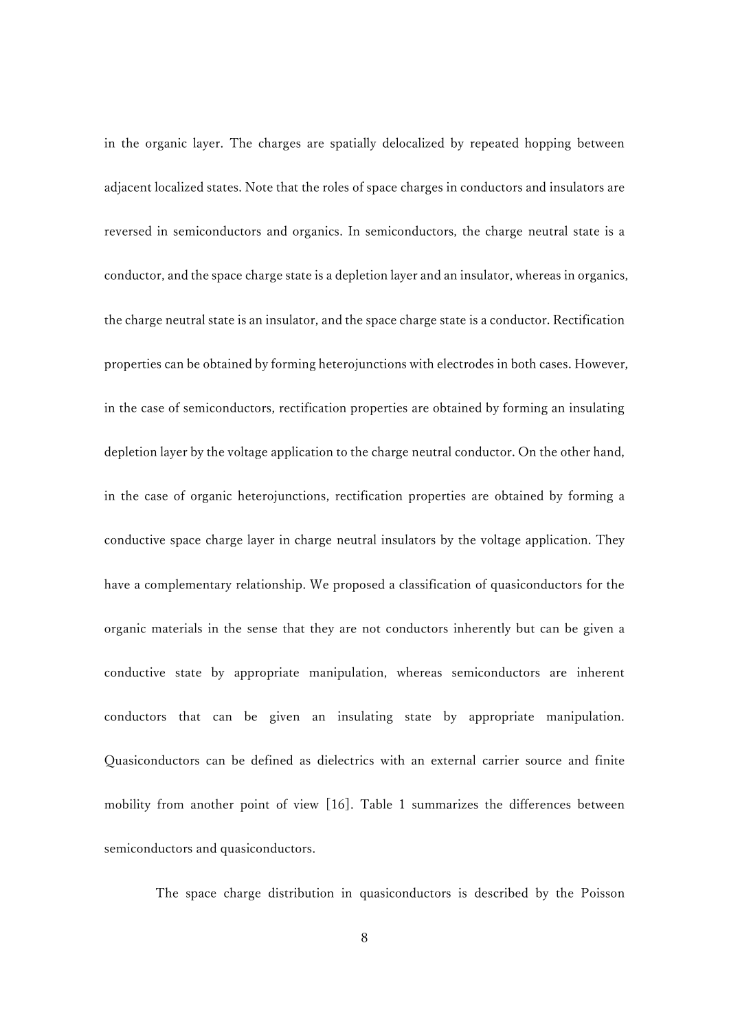in the organic layer. The charges are spatially delocalized by repeated hopping between adjacent localized states. Note that the roles of space charges in conductors and insulators are reversed in semiconductors and organics. In semiconductors, the charge neutral state is a conductor, and the space charge state is a depletion layer and an insulator, whereas in organics, the charge neutral state is an insulator, and the space charge state is a conductor. Rectification properties can be obtained by forming heterojunctions with electrodes in both cases. However, in the case of semiconductors, rectification properties are obtained by forming an insulating depletion layer by the voltage application to the charge neutral conductor. On the other hand, in the case of organic heterojunctions, rectification properties are obtained by forming a conductive space charge layer in charge neutral insulators by the voltage application. They have a complementary relationship. We proposed a classification of quasiconductors for the organic materials in the sense that they are not conductors inherently but can be given a conductive state by appropriate manipulation, whereas semiconductors are inherent conductors that can be given an insulating state by appropriate manipulation. Quasiconductors can be defined as dielectrics with an external carrier source and finite mobility from another point of view [16]. Table 1 summarizes the differences between semiconductors and quasiconductors.

The space charge distribution in quasiconductors is described by the Poisson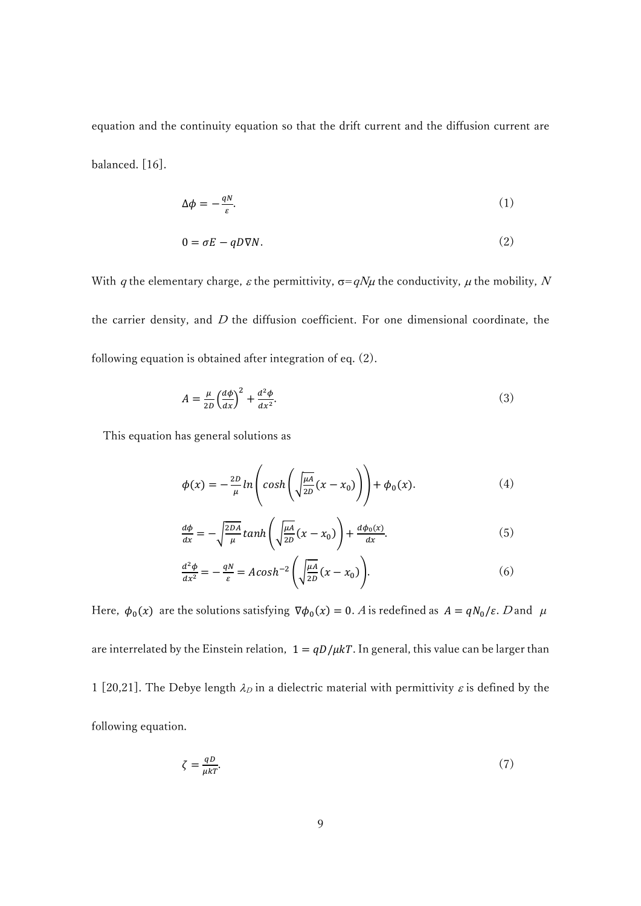equation and the continuity equation so that the drift current and the diffusion current are balanced. [16].

$$\Delta\phi = -\frac{qN}{\varepsilon}. \tag{1}$$

$$0 = \sigma E - qD\nabla N. \tag{2}$$

With $q$ the elementary charge, $\varepsilon$ the permittivity, $\sigma = qN\mu$ the conductivity, $\mu$ the mobility, $N$ the carrier density, and $D$ the diffusion coefficient. For one dimensional coordinate, the following equation is obtained after integration of eq. (2).

$$A = \frac{\mu}{2D}\left(\frac{d\phi}{dx}\right)^2 + \frac{d^2\phi}{dx^2}. \tag{3}$$

This equation has general solutions as

$$\phi(x) = -\frac{2D}{\mu} ln\left(cosh\left(\sqrt{\frac{\mu A}{2D}}(x - x_0)\right)\right) + \phi_0(x). \tag{4}$$

$$\frac{d\phi}{dx} = -\sqrt{\frac{2DA}{\mu}} tanh\left(\sqrt{\frac{\mu A}{2D}}(x - x_0)\right) + \frac{d\phi_0(x)}{dx}. \tag{5}$$

$$\frac{d^2\phi}{dx^2} = -\frac{qN}{\varepsilon} = A cosh^{-2}\left(\sqrt{\frac{\mu A}{2D}}(x - x_0)\right). \tag{6}$$

Here, $\phi_0(x)$ are the solutions satisfying $\nabla\phi_0(x) = 0$. $A$ is redefined as $A = qN_0/\varepsilon$. $D$ and $\mu$ are interrelated by the Einstein relation, $1 = qD/\mu kT$. In general, this value can be larger than 1 [20,21]. The Debye length $\lambda_D$ in a dielectric material with permittivity $\varepsilon$ is defined by the following equation.

$$\zeta = \frac{qD}{\mu kT}. \tag{7}$$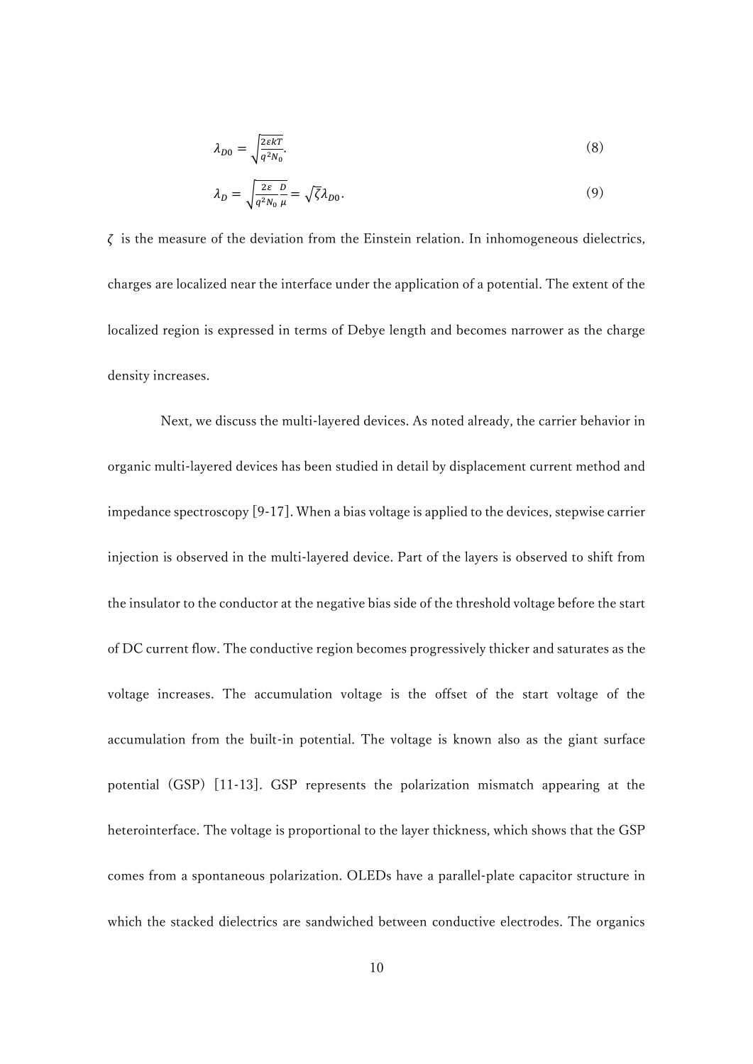$$\lambda_{D0} = \sqrt{\frac{2\varepsilon kT}{q^2 N_0}}. \tag{8}$$

$$\lambda_D = \sqrt{\frac{2\varepsilon}{q^2 N_0}\frac{D}{\mu}} = \sqrt{\zeta}\lambda_{D0}. \tag{9}$$

$\zeta$ is the measure of the deviation from the Einstein relation. In inhomogeneous dielectrics, charges are localized near the interface under the application of a potential. The extent of the localized region is expressed in terms of Debye length and becomes narrower as the charge density increases.

Next, we discuss the multi-layered devices. As noted already, the carrier behavior in organic multi-layered devices has been studied in detail by displacement current method and impedance spectroscopy [9-17]. When a bias voltage is applied to the devices, stepwise carrier injection is observed in the multi-layered device. Part of the layers is observed to shift from the insulator to the conductor at the negative bias side of the threshold voltage before the start of DC current flow. The conductive region becomes progressively thicker and saturates as the voltage increases. The accumulation voltage is the offset of the start voltage of the accumulation from the built-in potential. The voltage is known also as the giant surface potential (GSP) [11-13]. GSP represents the polarization mismatch appearing at the heterointerface. The voltage is proportional to the layer thickness, which shows that the GSP comes from a spontaneous polarization. OLEDs have a parallel-plate capacitor structure in which the stacked dielectrics are sandwiched between conductive electrodes. The organics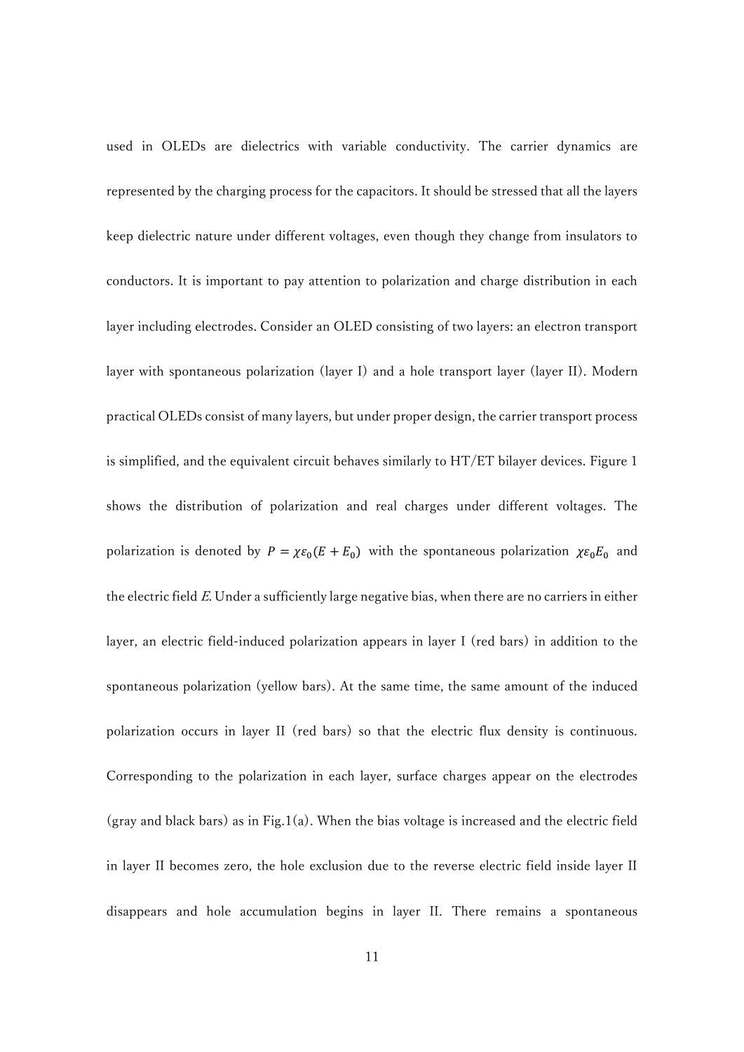used in OLEDs are dielectrics with variable conductivity. The carrier dynamics are represented by the charging process for the capacitors. It should be stressed that all the layers keep dielectric nature under different voltages, even though they change from insulators to conductors. It is important to pay attention to polarization and charge distribution in each layer including electrodes. Consider an OLED consisting of two layers: an electron transport layer with spontaneous polarization (layer I) and a hole transport layer (layer II). Modern practical OLEDs consist of many layers, but under proper design, the carrier transport process is simplified, and the equivalent circuit behaves similarly to HT/ET bilayer devices. Figure 1 shows the distribution of polarization and real charges under different voltages. The polarization is denoted by $P = \chi\varepsilon_0(E + E_0)$ with the spontaneous polarization $\chi\varepsilon_0 E_0$ and the electric field *E*. Under a sufficiently large negative bias, when there are no carriers in either layer, an electric field-induced polarization appears in layer I (red bars) in addition to the spontaneous polarization (yellow bars). At the same time, the same amount of the induced polarization occurs in layer II (red bars) so that the electric flux density is continuous. Corresponding to the polarization in each layer, surface charges appear on the electrodes (gray and black bars) as in Fig.1(a). When the bias voltage is increased and the electric field in layer II becomes zero, the hole exclusion due to the reverse electric field inside layer II disappears and hole accumulation begins in layer II. There remains a spontaneous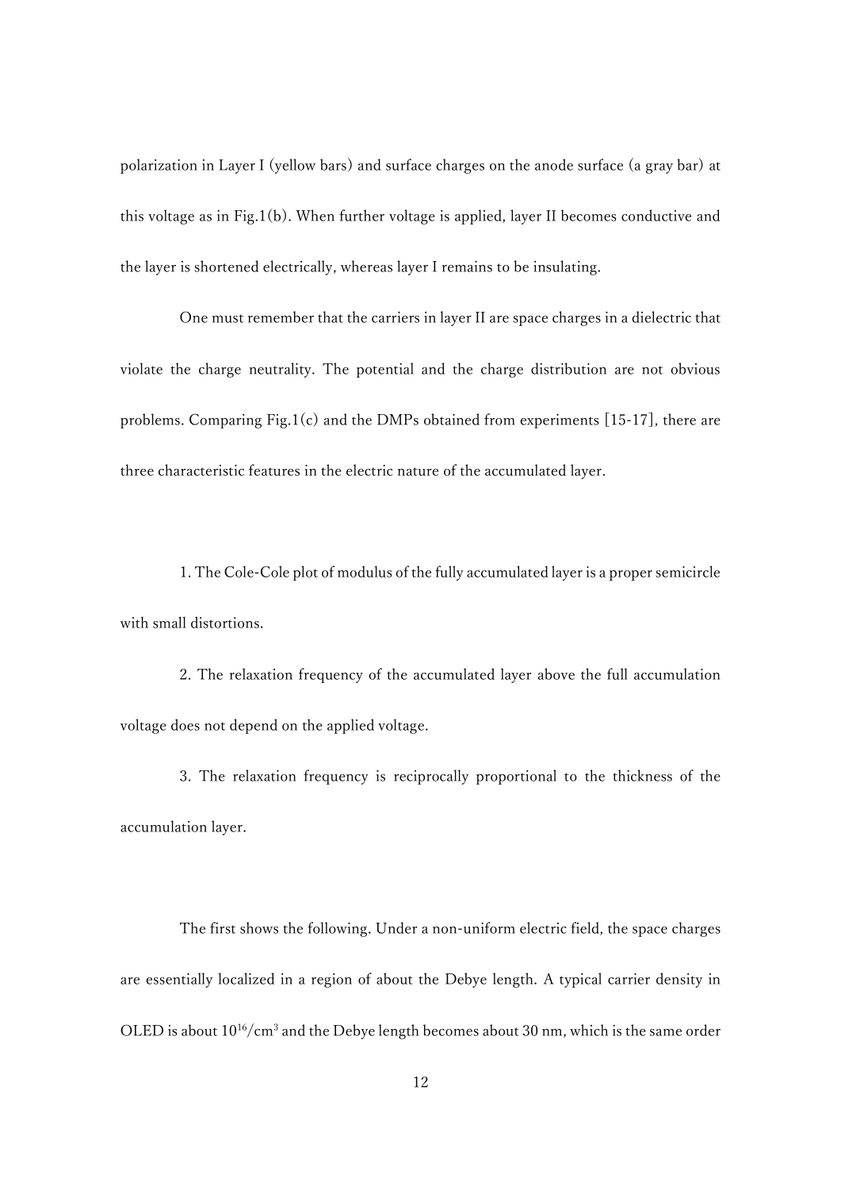polarization in Layer I (yellow bars) and surface charges on the anode surface (a gray bar) at this voltage as in Fig.1(b). When further voltage is applied, layer II becomes conductive and the layer is shortened electrically, whereas layer I remains to be insulating.

One must remember that the carriers in layer II are space charges in a dielectric that violate the charge neutrality. The potential and the charge distribution are not obvious problems. Comparing Fig.1(c) and the DMPs obtained from experiments [15-17], there are three characteristic features in the electric nature of the accumulated layer.

1. The Cole-Cole plot of modulus of the fully accumulated layer is a proper semicircle with small distortions.

2. The relaxation frequency of the accumulated layer above the full accumulation voltage does not depend on the applied voltage.

3. The relaxation frequency is reciprocally proportional to the thickness of the accumulation layer.

The first shows the following. Under a non-uniform electric field, the space charges are essentially localized in a region of about the Debye length. A typical carrier density in OLED is about $10^{16}/\mathrm{cm}^3$ and the Debye length becomes about 30 nm, which is the same order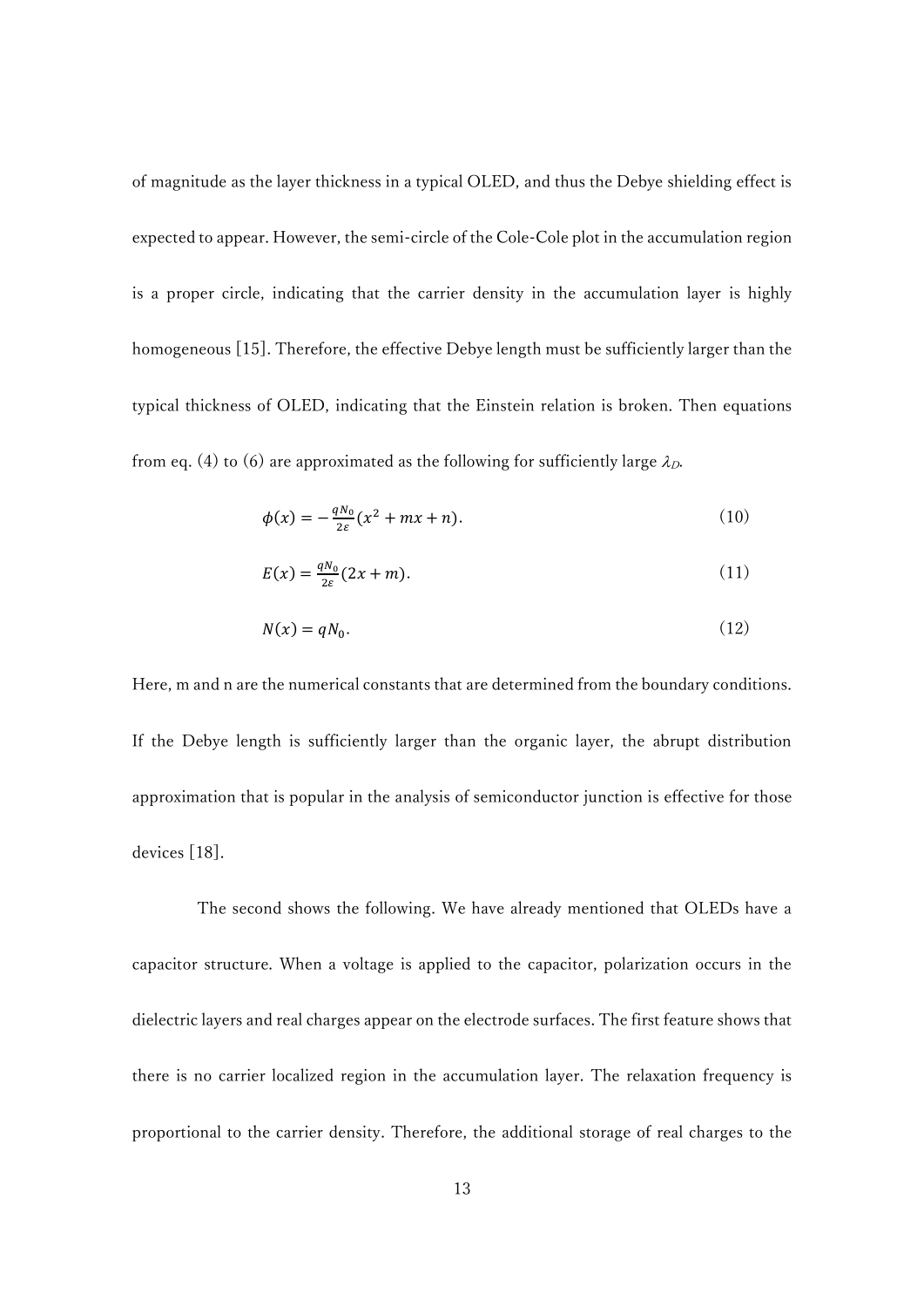of magnitude as the layer thickness in a typical OLED, and thus the Debye shielding effect is expected to appear. However, the semi-circle of the Cole-Cole plot in the accumulation region is a proper circle, indicating that the carrier density in the accumulation layer is highly homogeneous [15]. Therefore, the effective Debye length must be sufficiently larger than the typical thickness of OLED, indicating that the Einstein relation is broken. Then equations from eq. (4) to (6) are approximated as the following for sufficiently large $\lambda_D$.

$$\phi(x) = -\frac{qN_0}{2\varepsilon}(x^2 + mx + n). \tag{10}$$

$$E(x) = \frac{qN_0}{2\varepsilon}(2x + m). \tag{11}$$

$$N(x) = qN_0. \tag{12}$$

Here, m and n are the numerical constants that are determined from the boundary conditions. If the Debye length is sufficiently larger than the organic layer, the abrupt distribution approximation that is popular in the analysis of semiconductor junction is effective for those devices [18].

The second shows the following. We have already mentioned that OLEDs have a capacitor structure. When a voltage is applied to the capacitor, polarization occurs in the dielectric layers and real charges appear on the electrode surfaces. The first feature shows that there is no carrier localized region in the accumulation layer. The relaxation frequency is proportional to the carrier density. Therefore, the additional storage of real charges to the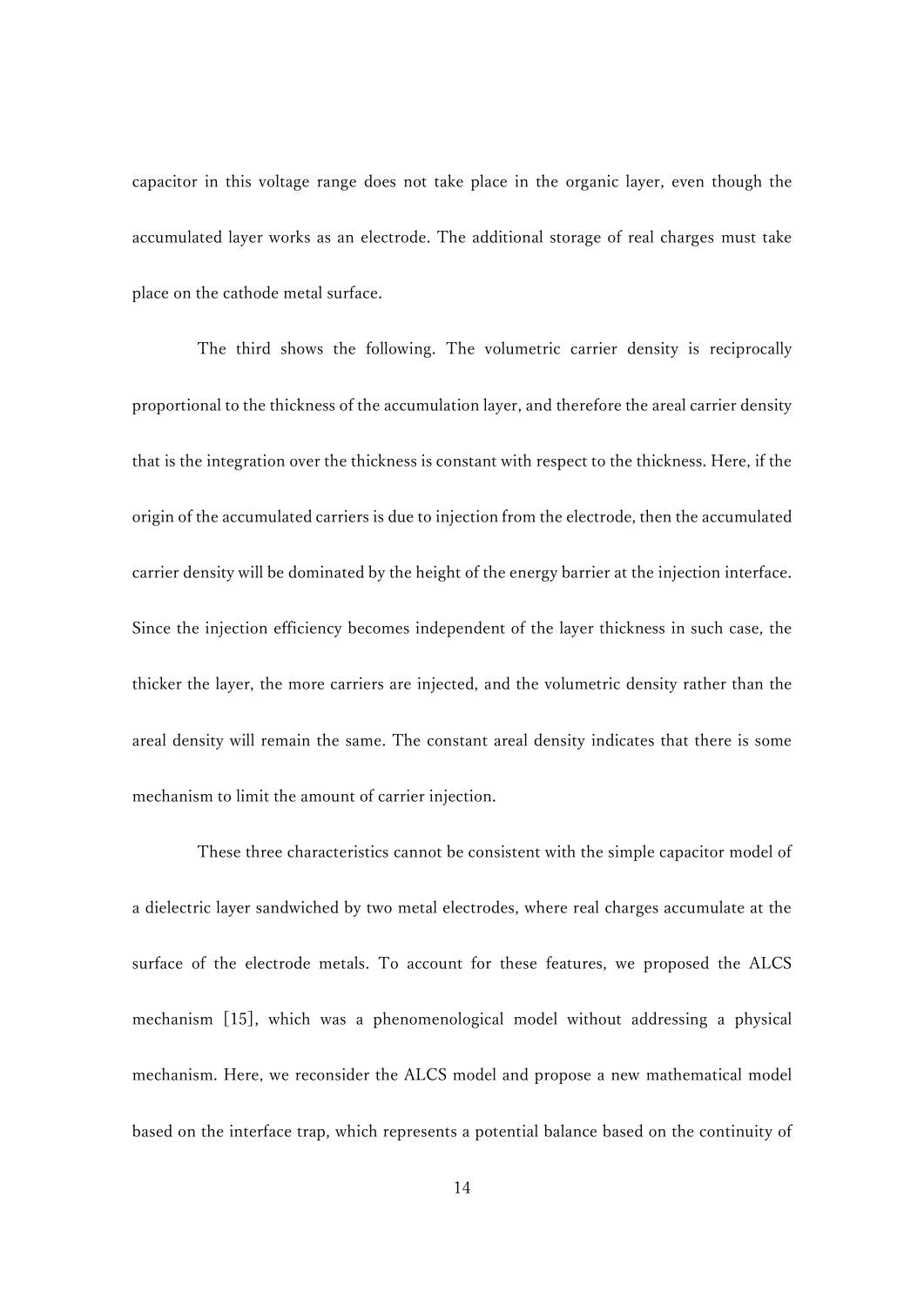capacitor in this voltage range does not take place in the organic layer, even though the accumulated layer works as an electrode. The additional storage of real charges must take place on the cathode metal surface.

The third shows the following. The volumetric carrier density is reciprocally proportional to the thickness of the accumulation layer, and therefore the areal carrier density that is the integration over the thickness is constant with respect to the thickness. Here, if the origin of the accumulated carriers is due to injection from the electrode, then the accumulated carrier density will be dominated by the height of the energy barrier at the injection interface. Since the injection efficiency becomes independent of the layer thickness in such case, the thicker the layer, the more carriers are injected, and the volumetric density rather than the areal density will remain the same. The constant areal density indicates that there is some mechanism to limit the amount of carrier injection.

These three characteristics cannot be consistent with the simple capacitor model of a dielectric layer sandwiched by two metal electrodes, where real charges accumulate at the surface of the electrode metals. To account for these features, we proposed the ALCS mechanism [15], which was a phenomenological model without addressing a physical mechanism. Here, we reconsider the ALCS model and propose a new mathematical model based on the interface trap, which represents a potential balance based on the continuity of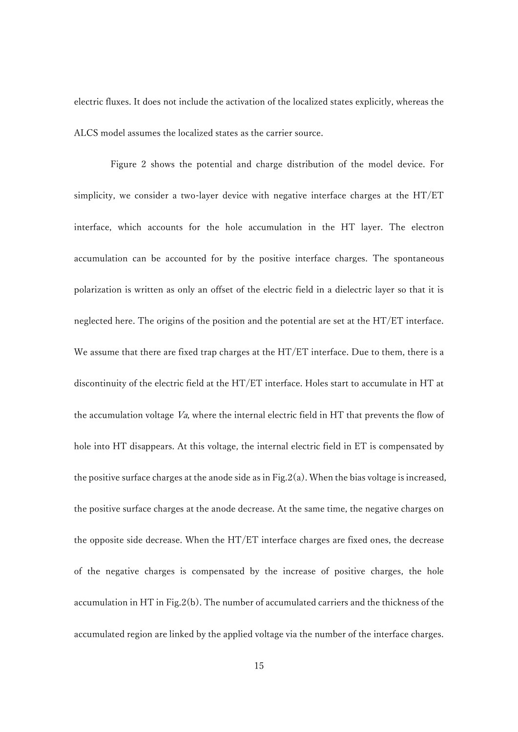electric fluxes. It does not include the activation of the localized states explicitly, whereas the ALCS model assumes the localized states as the carrier source.

Figure 2 shows the potential and charge distribution of the model device. For simplicity, we consider a two-layer device with negative interface charges at the HT/ET interface, which accounts for the hole accumulation in the HT layer. The electron accumulation can be accounted for by the positive interface charges. The spontaneous polarization is written as only an offset of the electric field in a dielectric layer so that it is neglected here. The origins of the position and the potential are set at the HT/ET interface. We assume that there are fixed trap charges at the HT/ET interface. Due to them, there is a discontinuity of the electric field at the HT/ET interface. Holes start to accumulate in HT at the accumulation voltage $V_a$, where the internal electric field in HT that prevents the flow of hole into HT disappears. At this voltage, the internal electric field in ET is compensated by the positive surface charges at the anode side as in Fig.2(a). When the bias voltage is increased, the positive surface charges at the anode decrease. At the same time, the negative charges on the opposite side decrease. When the HT/ET interface charges are fixed ones, the decrease of the negative charges is compensated by the increase of positive charges, the hole accumulation in HT in Fig.2(b). The number of accumulated carriers and the thickness of the accumulated region are linked by the applied voltage via the number of the interface charges.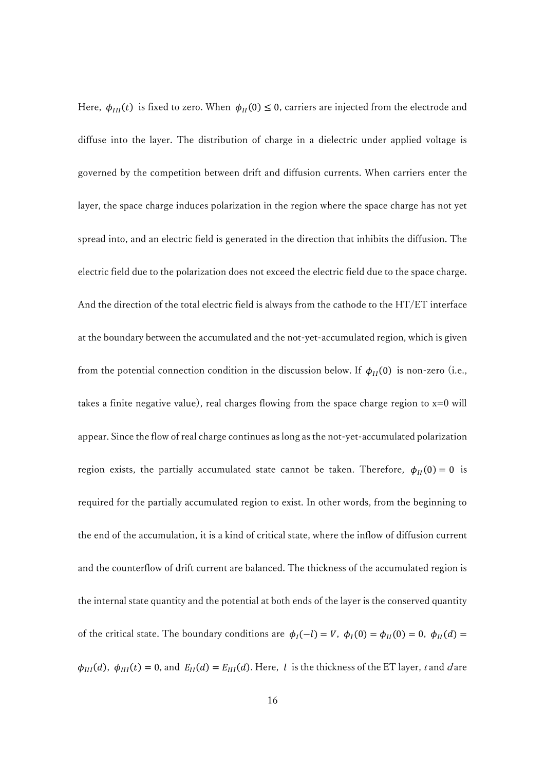Here, $\phi_{III}(t)$ is fixed to zero. When $\phi_{II}(0) \leq 0$, carriers are injected from the electrode and diffuse into the layer. The distribution of charge in a dielectric under applied voltage is governed by the competition between drift and diffusion currents. When carriers enter the layer, the space charge induces polarization in the region where the space charge has not yet spread into, and an electric field is generated in the direction that inhibits the diffusion. The electric field due to the polarization does not exceed the electric field due to the space charge. And the direction of the total electric field is always from the cathode to the HT/ET interface at the boundary between the accumulated and the not-yet-accumulated region, which is given from the potential connection condition in the discussion below. If $\phi_{II}(0)$ is non-zero (i.e., takes a finite negative value), real charges flowing from the space charge region to x=0 will appear. Since the flow of real charge continues as long as the not-yet-accumulated polarization region exists, the partially accumulated state cannot be taken. Therefore, $\phi_{II}(0) = 0$ is required for the partially accumulated region to exist. In other words, from the beginning to the end of the accumulation, it is a kind of critical state, where the inflow of diffusion current and the counterflow of drift current are balanced. The thickness of the accumulated region is the internal state quantity and the potential at both ends of the layer is the conserved quantity of the critical state. The boundary conditions are $\phi_I(-l) = V$, $\phi_I(0) = \phi_{II}(0) = 0$, $\phi_{II}(d) = \phi_{III}(d)$, $\phi_{III}(t) = 0$, and $E_{II}(d) = E_{III}(d)$. Here, $l$ is the thickness of the ET layer, $t$ and $d$ are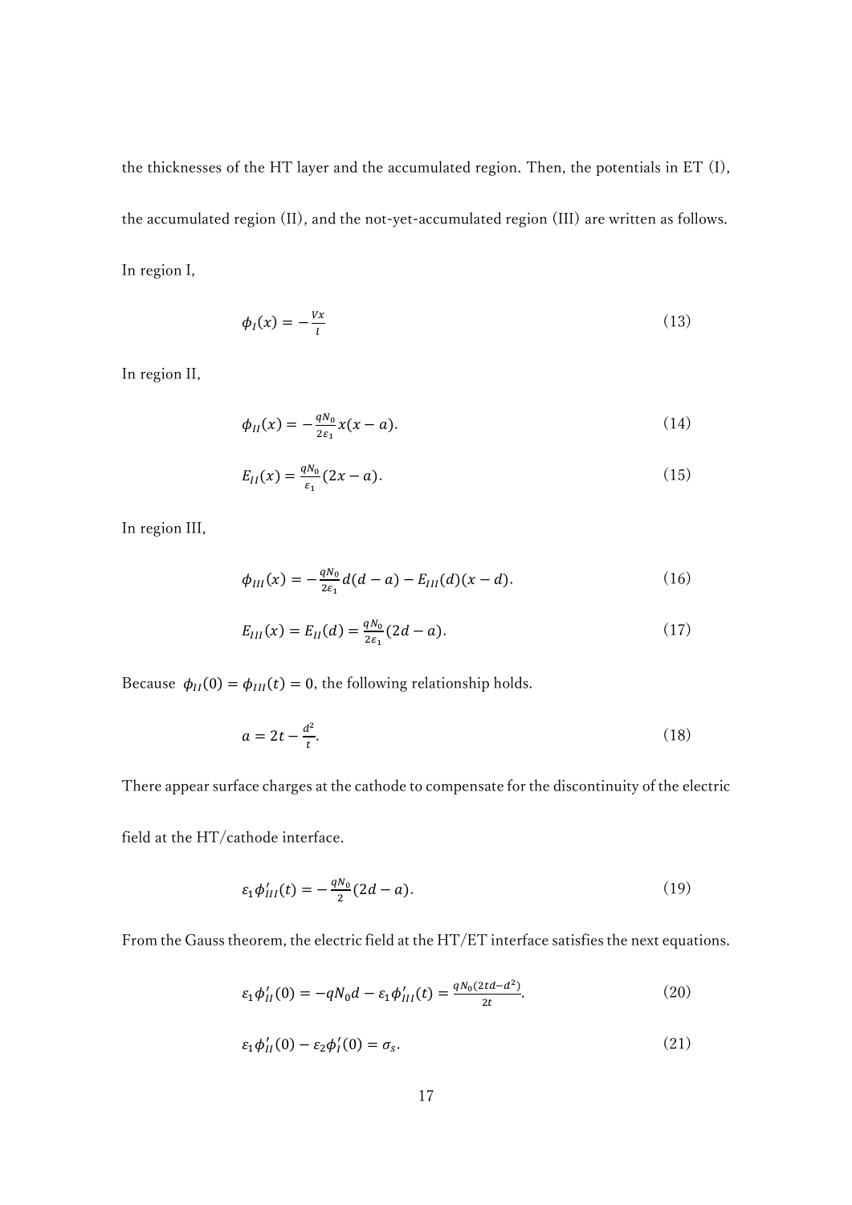the thicknesses of the HT layer and the accumulated region. Then, the potentials in ET (I), the accumulated region (II), and the not-yet-accumulated region (III) are written as follows.

In region I,

$$\phi_I(x) = -\frac{Vx}{l} \tag{13}$$

In region II,

$$\phi_{II}(x) = -\frac{qN_0}{2\varepsilon_1}x(x-a). \tag{14}$$

$$E_{II}(x) = \frac{qN_0}{\varepsilon_1}(2x-a). \tag{15}$$

In region III,

$$\phi_{III}(x) = -\frac{qN_0}{2\varepsilon_1}d(d-a) - E_{III}(d)(x-d). \tag{16}$$

$$E_{III}(x) = E_{II}(d) = \frac{qN_0}{2\varepsilon_1}(2d-a). \tag{17}$$

Because $\phi_{II}(0) = \phi_{III}(t) = 0$, the following relationship holds.

$$a = 2t - \frac{d^2}{t}. \tag{18}$$

There appear surface charges at the cathode to compensate for the discontinuity of the electric field at the HT/cathode interface.

$$\varepsilon_1\phi'_{III}(t) = -\frac{qN_0}{2}(2d-a). \tag{19}$$

From the Gauss theorem, the electric field at the HT/ET interface satisfies the next equations.

$$\varepsilon_1\phi'_{II}(0) = -qN_0d - \varepsilon_1\phi'_{III}(t) = \frac{qN_0(2td-d^2)}{2t}. \tag{20}$$

$$\varepsilon_1\phi'_{II}(0) - \varepsilon_2\phi'_I(0) = \sigma_s. \tag{21}$$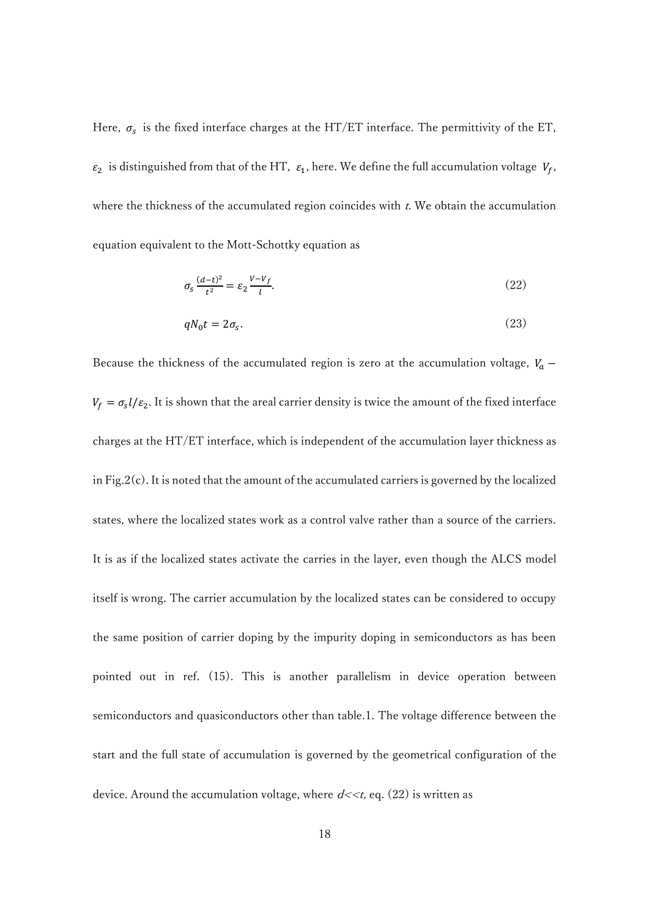Here, $\sigma_s$ is the fixed interface charges at the HT/ET interface. The permittivity of the ET, $\varepsilon_2$ is distinguished from that of the HT, $\varepsilon_1$, here. We define the full accumulation voltage $V_f$, where the thickness of the accumulated region coincides with *t*. We obtain the accumulation equation equivalent to the Mott-Schottky equation as

$$\sigma_s \frac{(d-t)^2}{t^2} = \varepsilon_2 \frac{V-V_f}{l}. \tag{22}$$

$$qN_0 t = 2\sigma_s. \tag{23}$$

Because the thickness of the accumulated region is zero at the accumulation voltage, $V_a - V_f = \sigma_s l/\varepsilon_2$. It is shown that the areal carrier density is twice the amount of the fixed interface charges at the HT/ET interface, which is independent of the accumulation layer thickness as in Fig.2(c). It is noted that the amount of the accumulated carriers is governed by the localized states, where the localized states work as a control valve rather than a source of the carriers. It is as if the localized states activate the carries in the layer, even though the ALCS model itself is wrong. The carrier accumulation by the localized states can be considered to occupy the same position of carrier doping by the impurity doping in semiconductors as has been pointed out in ref. (15). This is another parallelism in device operation between semiconductors and quasiconductors other than table.1. The voltage difference between the start and the full state of accumulation is governed by the geometrical configuration of the device. Around the accumulation voltage, where $d<<t$, eq. (22) is written as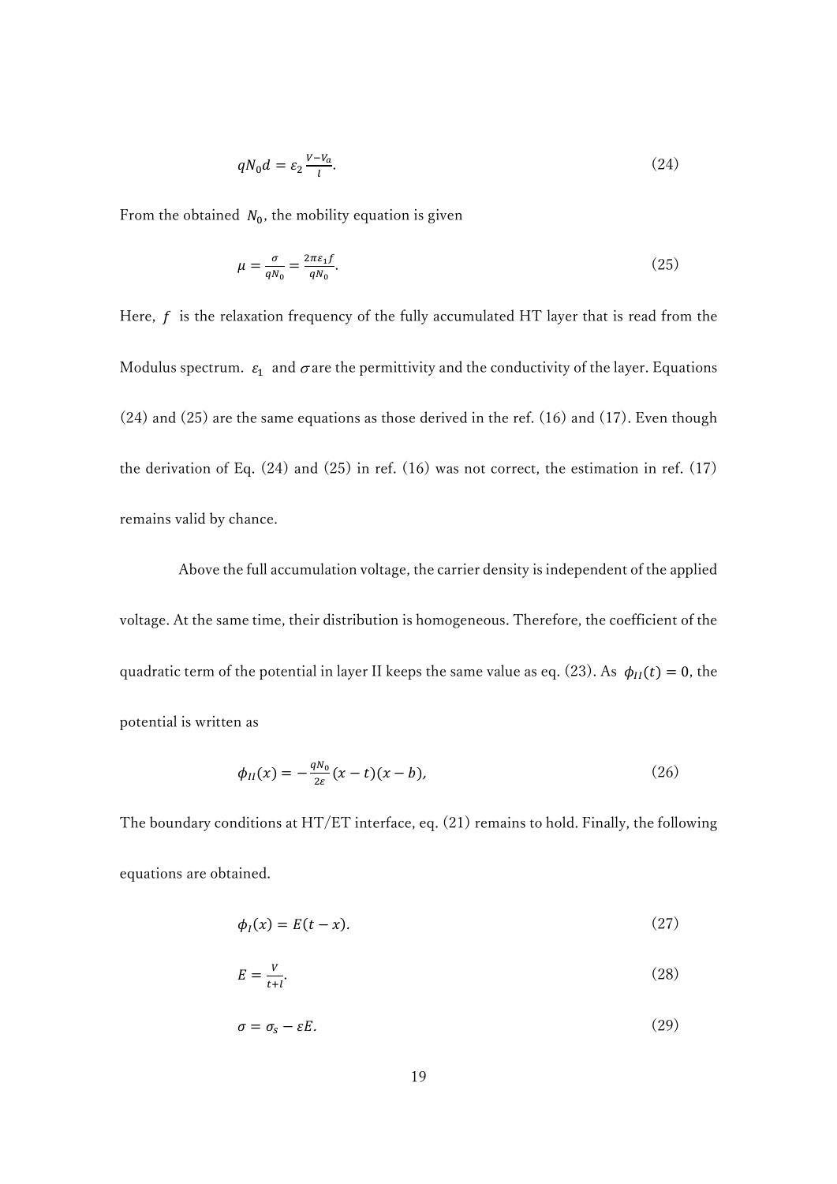$$qN_0 d = \varepsilon_2 \frac{V - V_a}{l}. \tag{24}$$

From the obtained $N_0$, the mobility equation is given

$$\mu = \frac{\sigma}{qN_0} = \frac{2\pi\varepsilon_1 f}{qN_0}. \tag{25}$$

Here, $f$ is the relaxation frequency of the fully accumulated HT layer that is read from the Modulus spectrum. $\varepsilon_1$ and $\sigma$ are the permittivity and the conductivity of the layer. Equations (24) and (25) are the same equations as those derived in the ref. (16) and (17). Even though the derivation of Eq. (24) and (25) in ref. (16) was not correct, the estimation in ref. (17) remains valid by chance.

Above the full accumulation voltage, the carrier density is independent of the applied voltage. At the same time, their distribution is homogeneous. Therefore, the coefficient of the quadratic term of the potential in layer II keeps the same value as eq. (23). As $\phi_{II}(t) = 0$, the potential is written as

$$\phi_{II}(x) = -\frac{qN_0}{2\varepsilon}(x - t)(x - b), \tag{26}$$

The boundary conditions at HT/ET interface, eq. (21) remains to hold. Finally, the following equations are obtained.

$$\phi_I(x) = E(t - x). \tag{27}$$

$$E = \frac{V}{t + l}. \tag{28}$$

$$\sigma = \sigma_s - \varepsilon E. \tag{29}$$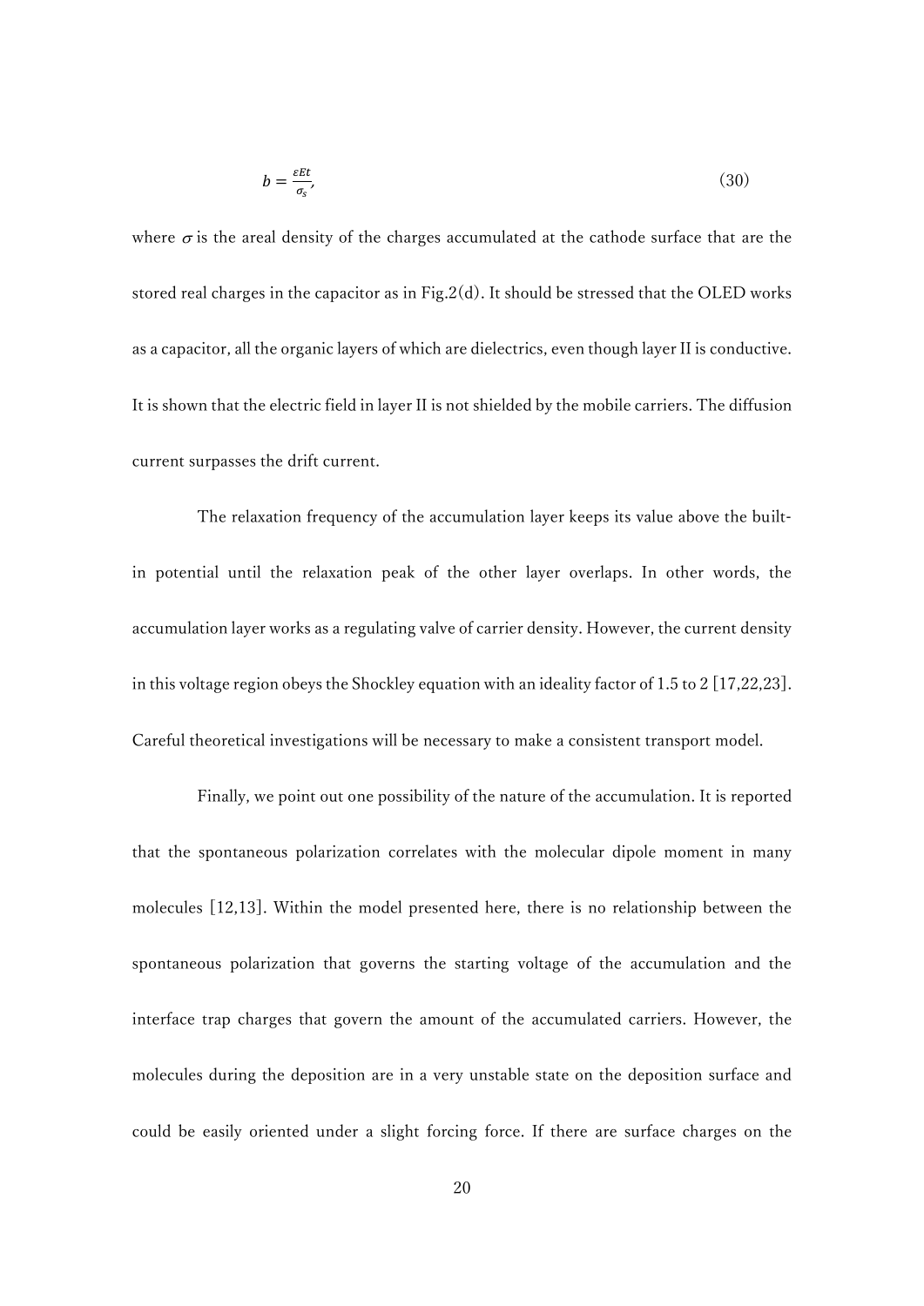$$b = \frac{\varepsilon E t}{\sigma_s}, \tag{30}$$

where $\sigma$ is the areal density of the charges accumulated at the cathode surface that are the stored real charges in the capacitor as in Fig.2(d). It should be stressed that the OLED works as a capacitor, all the organic layers of which are dielectrics, even though layer II is conductive. It is shown that the electric field in layer II is not shielded by the mobile carriers. The diffusion current surpasses the drift current.

The relaxation frequency of the accumulation layer keeps its value above the built-in potential until the relaxation peak of the other layer overlaps. In other words, the accumulation layer works as a regulating valve of carrier density. However, the current density in this voltage region obeys the Shockley equation with an ideality factor of 1.5 to 2 [17,22,23]. Careful theoretical investigations will be necessary to make a consistent transport model.

Finally, we point out one possibility of the nature of the accumulation. It is reported that the spontaneous polarization correlates with the molecular dipole moment in many molecules [12,13]. Within the model presented here, there is no relationship between the spontaneous polarization that governs the starting voltage of the accumulation and the interface trap charges that govern the amount of the accumulated carriers. However, the molecules during the deposition are in a very unstable state on the deposition surface and could be easily oriented under a slight forcing force. If there are surface charges on the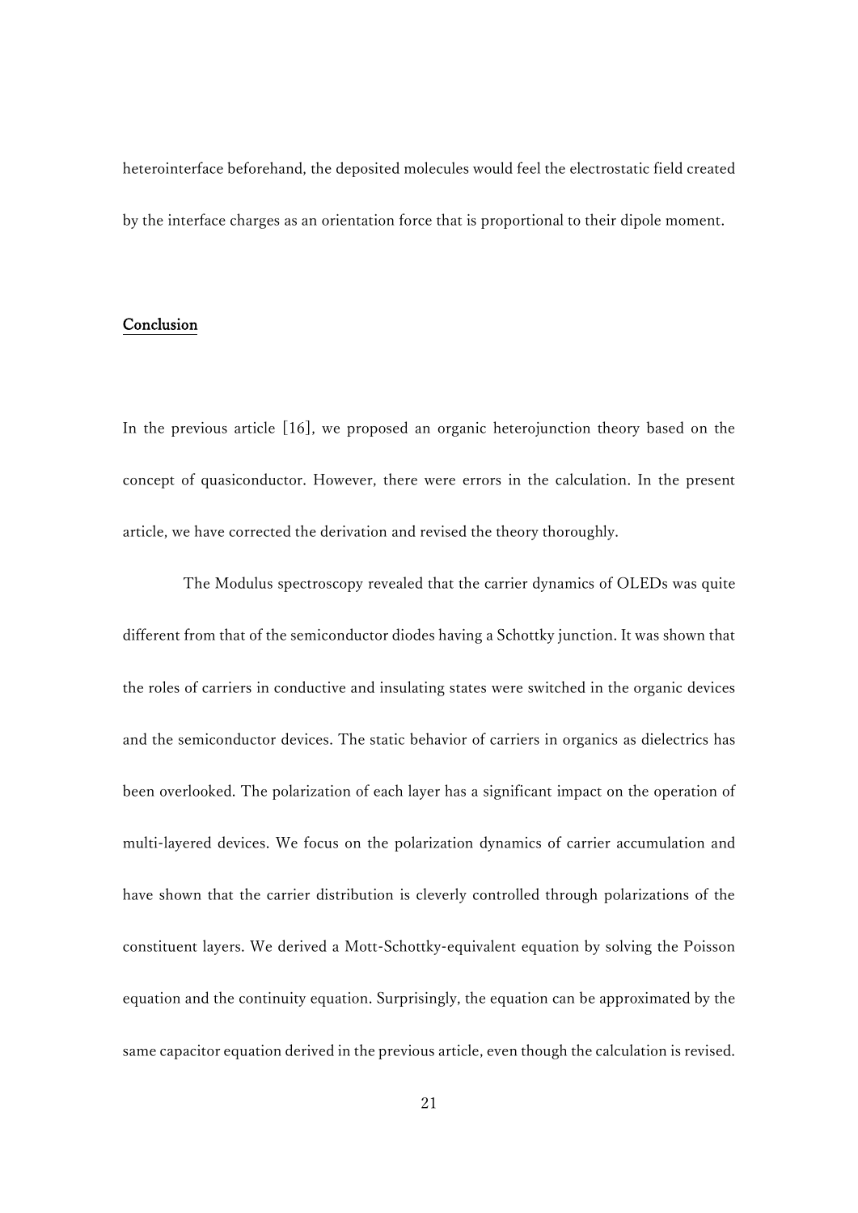heterointerface beforehand, the deposited molecules would feel the electrostatic field created by the interface charges as an orientation force that is proportional to their dipole moment.

## Conclusion

In the previous article [16], we proposed an organic heterojunction theory based on the concept of quasiconductor. However, there were errors in the calculation. In the present article, we have corrected the derivation and revised the theory thoroughly.

The Modulus spectroscopy revealed that the carrier dynamics of OLEDs was quite different from that of the semiconductor diodes having a Schottky junction. It was shown that the roles of carriers in conductive and insulating states were switched in the organic devices and the semiconductor devices. The static behavior of carriers in organics as dielectrics has been overlooked. The polarization of each layer has a significant impact on the operation of multi-layered devices. We focus on the polarization dynamics of carrier accumulation and have shown that the carrier distribution is cleverly controlled through polarizations of the constituent layers. We derived a Mott-Schottky-equivalent equation by solving the Poisson equation and the continuity equation. Surprisingly, the equation can be approximated by the same capacitor equation derived in the previous article, even though the calculation is revised.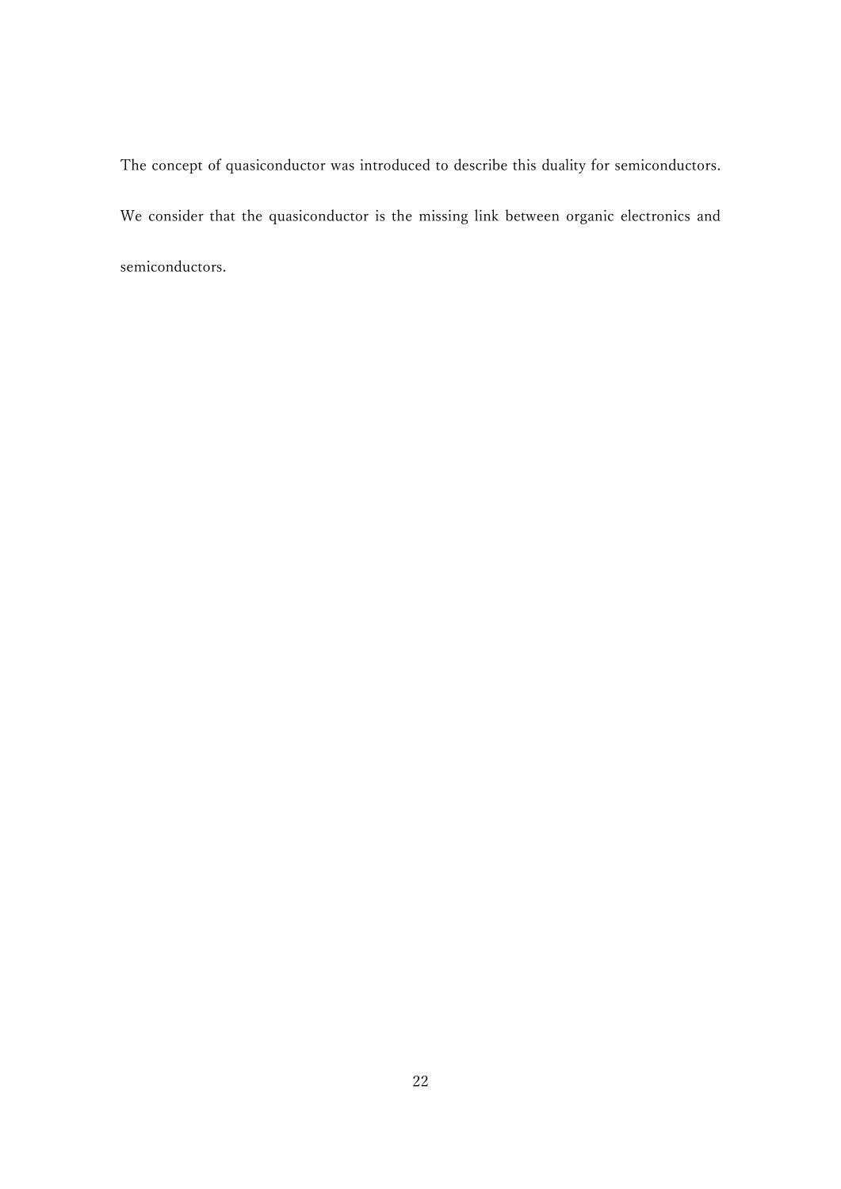The concept of quasiconductor was introduced to describe this duality for semiconductors. We consider that the quasiconductor is the missing link between organic electronics and semiconductors.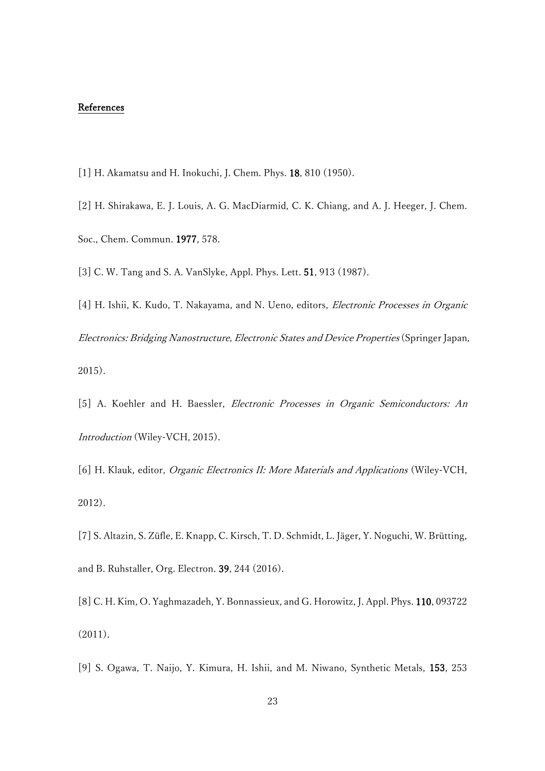## References

[1] H. Akamatsu and H. Inokuchi, J. Chem. Phys. **18**, 810 (1950).

[2] H. Shirakawa, E. J. Louis, A. G. MacDiarmid, C. K. Chiang, and A. J. Heeger, J. Chem. Soc., Chem. Commun. **1977**, 578.

[3] C. W. Tang and S. A. VanSlyke, Appl. Phys. Lett. **51**, 913 (1987).

[4] H. Ishii, K. Kudo, T. Nakayama, and N. Ueno, editors, *Electronic Processes in Organic Electronics: Bridging Nanostructure, Electronic States and Device Properties* (Springer Japan, 2015).

[5] A. Koehler and H. Baessler, *Electronic Processes in Organic Semiconductors: An Introduction* (Wiley-VCH, 2015).

[6] H. Klauk, editor, *Organic Electronics II: More Materials and Applications* (Wiley-VCH, 2012).

[7] S. Altazin, S. Züfle, E. Knapp, C. Kirsch, T. D. Schmidt, L. Jäger, Y. Noguchi, W. Brütting, and B. Ruhstaller, Org. Electron. **39**, 244 (2016).

[8] C. H. Kim, O. Yaghmazadeh, Y. Bonnassieux, and G. Horowitz, J. Appl. Phys. **110**, 093722 (2011).

[9] S. Ogawa, T. Naijo, Y. Kimura, H. Ishii, and M. Niwano, Synthetic Metals, **153**, 253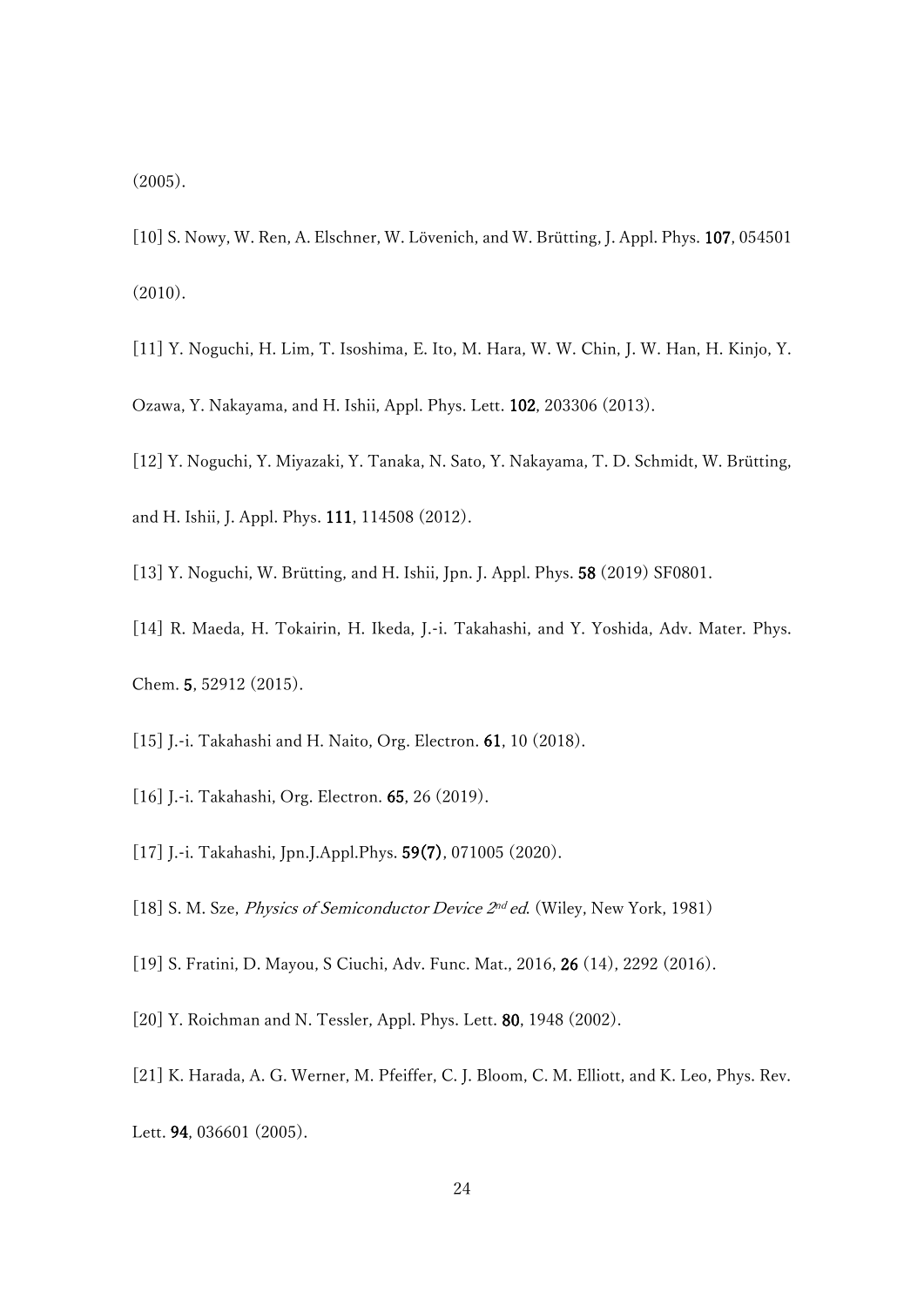(2005).

[10] S. Nowy, W. Ren, A. Elschner, W. Lövenich, and W. Brütting, J. Appl. Phys. **107**, 054501 (2010).

[11] Y. Noguchi, H. Lim, T. Isoshima, E. Ito, M. Hara, W. W. Chin, J. W. Han, H. Kinjo, Y. Ozawa, Y. Nakayama, and H. Ishii, Appl. Phys. Lett. **102**, 203306 (2013).

[12] Y. Noguchi, Y. Miyazaki, Y. Tanaka, N. Sato, Y. Nakayama, T. D. Schmidt, W. Brütting, and H. Ishii, J. Appl. Phys. **111**, 114508 (2012).

[13] Y. Noguchi, W. Brütting, and H. Ishii, Jpn. J. Appl. Phys. **58** (2019) SF0801.

[14] R. Maeda, H. Tokairin, H. Ikeda, J.-i. Takahashi, and Y. Yoshida, Adv. Mater. Phys. Chem. **5**, 52912 (2015).

[15] J.-i. Takahashi and H. Naito, Org. Electron. **61**, 10 (2018).

[16] J.-i. Takahashi, Org. Electron. **65**, 26 (2019).

[17] J.-i. Takahashi, Jpn.J.Appl.Phys. **59(7)**, 071005 (2020).

[18] S. M. Sze, *Physics of Semiconductor Device 2nd ed.* (Wiley, New York, 1981)

[19] S. Fratini, D. Mayou, S Ciuchi, Adv. Func. Mat., 2016, **26** (14), 2292 (2016).

[20] Y. Roichman and N. Tessler, Appl. Phys. Lett. **80**, 1948 (2002).

[21] K. Harada, A. G. Werner, M. Pfeiffer, C. J. Bloom, C. M. Elliott, and K. Leo, Phys. Rev. Lett. **94**, 036601 (2005).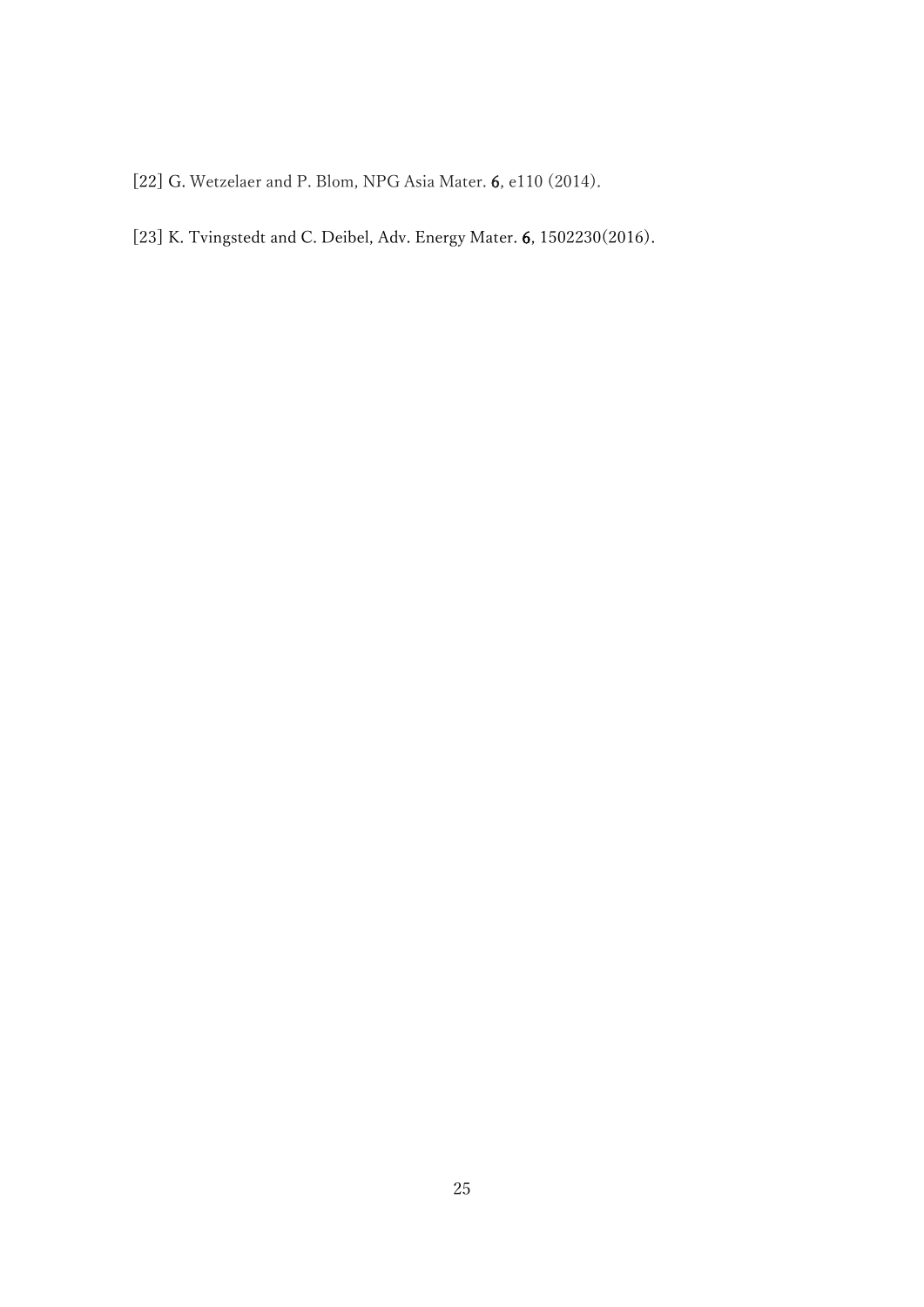[22] G. Wetzelaer and P. Blom, NPG Asia Mater. **6**, e110 (2014).

[23] K. Tvingstedt and C. Deibel, Adv. Energy Mater. **6**, 1502230(2016).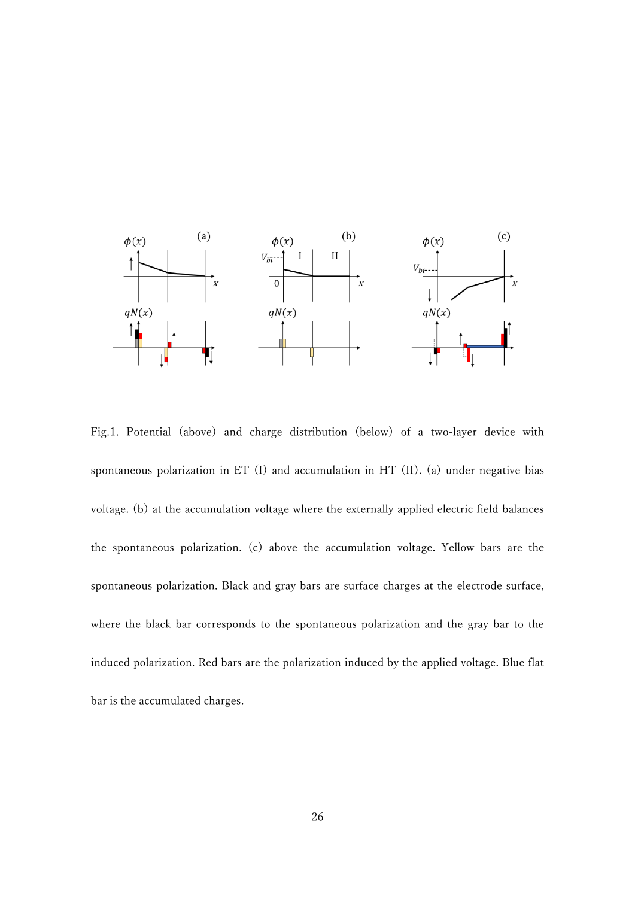Fig.1. Potential (above) and charge distribution (below) of a two-layer device with spontaneous polarization in ET (I) and accumulation in HT (II). (a) under negative bias voltage. (b) at the accumulation voltage where the externally applied electric field balances the spontaneous polarization. (c) above the accumulation voltage. Yellow bars are the spontaneous polarization. Black and gray bars are surface charges at the electrode surface, where the black bar corresponds to the spontaneous polarization and the gray bar to the induced polarization. Red bars are the polarization induced by the applied voltage. Blue flat bar is the accumulated charges.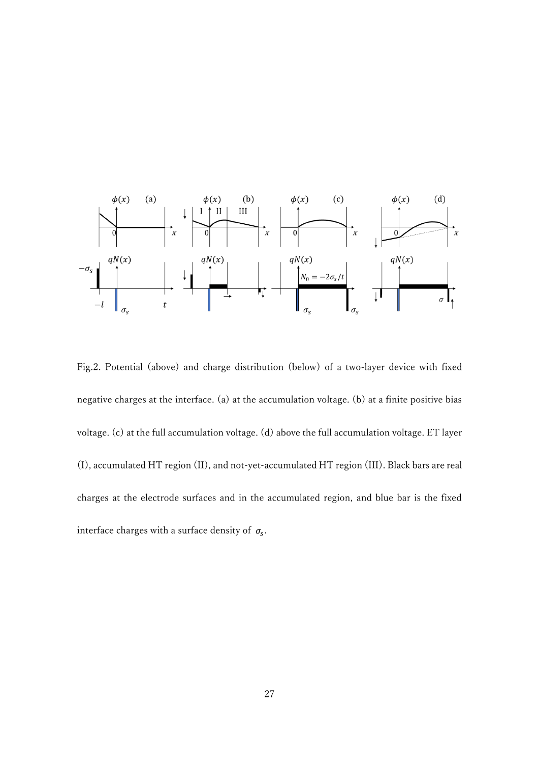Fig.2. Potential (above) and charge distribution (below) of a two-layer device with fixed negative charges at the interface. (a) at the accumulation voltage. (b) at a finite positive bias voltage. (c) at the full accumulation voltage. (d) above the full accumulation voltage. ET layer (I), accumulated HT region (II), and not-yet-accumulated HT region (III). Black bars are real charges at the electrode surfaces and in the accumulated region, and blue bar is the fixed interface charges with a surface density of $\sigma_s$.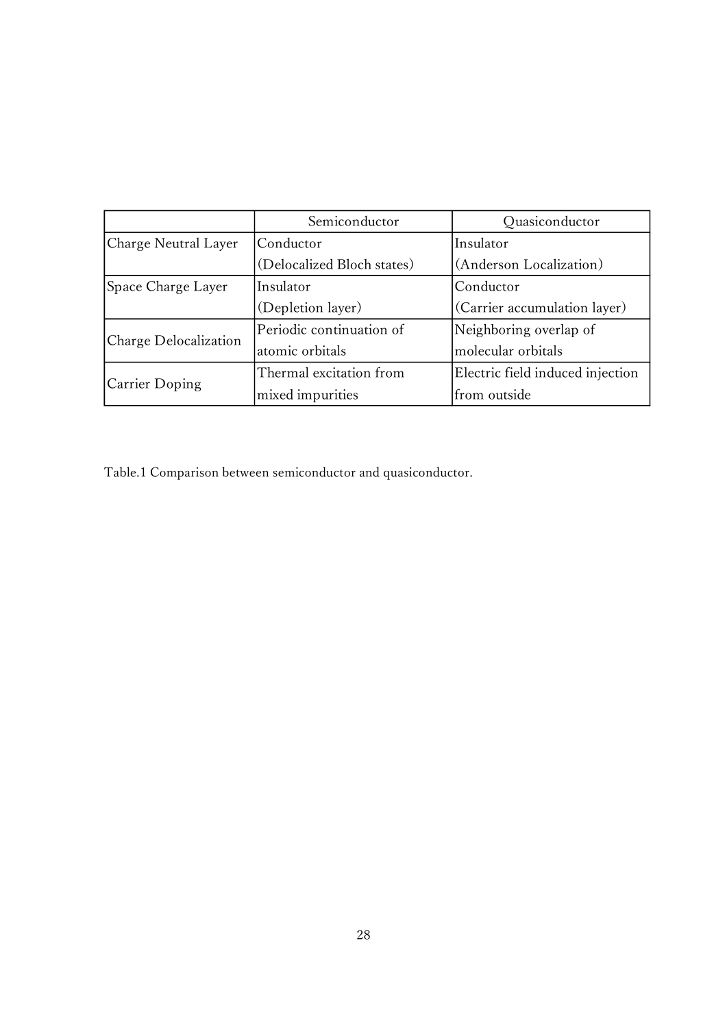| | Semiconductor | Quasiconductor |
|---|---|---|
| Charge Neutral Layer | Conductor (Delocalized Bloch states) | Insulator (Anderson Localization) |
| Space Charge Layer | Insulator (Depletion layer) | Conductor (Carrier accumulation layer) |
| Charge Delocalization | Periodic continuation of atomic orbitals | Neighboring overlap of molecular orbitals |
| Carrier Doping | Thermal excitation from mixed impurities | Electric field induced injection from outside |

Table.1 Comparison between semiconductor and quasiconductor.